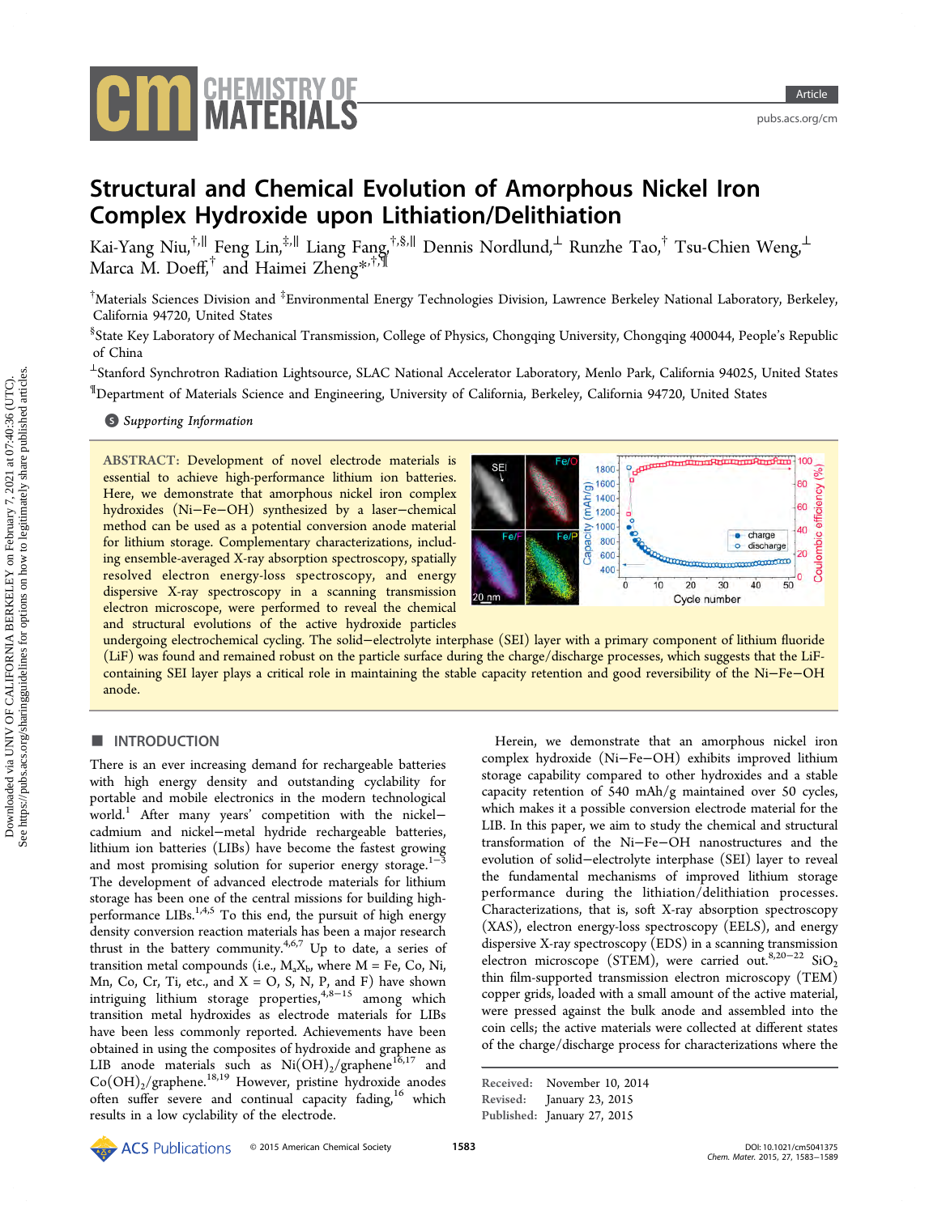# Structural and Chemical Evolution of Amorphous Nickel Iron Complex Hydroxide upon Lithiation/Delithiation

Kai-Yang Niu,[†,∥] Feng Lin,[‡,∥] Liang Fang,[†,§,∥] Dennis Nordlund,[⊥] Runzhe Tao,[†] Tsu-Chien Weng,[⊥] Marca M. Doeff,[†] and Haimei Zheng*[,†,¶]

[†]Materials Sciences Division and [‡]Environmental Energy Technologies Division, Lawrence Berkeley National Laboratory, Berkeley, California 94720, United States

[§]State Key Laboratory of Mechanical Transmission, College of Physics, Chongqing University, Chongqing 400044, People's Republic of China

[⊥]Stanford Synchrotron Radiation Lightsource, SLAC National Accelerator Laboratory, Menlo Park, California 94025, United States

[¶]Department of Materials Science and Engineering, University of California, Berkeley, California 94720, United States

Supporting Information

**ABSTRACT:** Development of novel electrode materials is essential to achieve high-performance lithium ion batteries. Here, we demonstrate that amorphous nickel iron complex hydroxides (Ni–Fe–OH) synthesized by a laser–chemical method can be used as a potential conversion anode material for lithium storage. Complementary characterizations, including ensemble-averaged X-ray absorption spectroscopy, spatially resolved electron energy-loss spectroscopy, and energy dispersive X-ray spectroscopy in a scanning transmission electron microscope, were performed to reveal the chemical and structural evolutions of the active hydroxide particles undergoing electrochemical cycling. The solid–electrolyte interphase (SEI) layer with a primary component of lithium fluoride (LiF) was found and remained robust on the particle surface during the charge/discharge processes, which suggests that the LiF-containing SEI layer plays a critical role in maintaining the stable capacity retention and good reversibility of the Ni–Fe–OH anode.

## INTRODUCTION

There is an ever increasing demand for rechargeable batteries with high energy density and outstanding cyclability for portable and mobile electronics in the modern technological world.[1] After many years' competition with the nickel–cadmium and nickel–metal hydride rechargeable batteries, lithium ion batteries (LIBs) have become the fastest growing and most promising solution for superior energy storage.[1−3] The development of advanced electrode materials for lithium storage has been one of the central missions for building high-performance LIBs.[1,4,5] To this end, the pursuit of high energy density conversion reaction materials has been a major research thrust in the battery community.[4,6,7] Up to date, a series of transition metal compounds (i.e., $M_aX_b$, where M = Fe, Co, Ni, Mn, Co, Cr, Ti, etc., and X = O, S, N, P, and F) have shown intriguing lithium storage properties,[4,8−15] among which transition metal hydroxides as electrode materials for LIBs have been less commonly reported. Achievements have been obtained in using the composites of hydroxide and graphene as LIB anode materials such as $Ni(OH)_2$/graphene[16,17] and $Co(OH)_2$/graphene.[18,19] However, pristine hydroxide anodes often suffer severe and continual capacity fading,[16] which results in a low cyclability of the electrode.

Herein, we demonstrate that an amorphous nickel iron complex hydroxide (Ni–Fe–OH) exhibits improved lithium storage capability compared to other hydroxides and a stable capacity retention of 540 mAh/g maintained over 50 cycles, which makes it a possible conversion electrode material for the LIB. In this paper, we aim to study the chemical and structural transformation of the Ni–Fe–OH nanostructures and the evolution of solid–electrolyte interphase (SEI) layer to reveal the fundamental mechanisms of improved lithium storage performance during the lithiation/delithiation processes. Characterizations, that is, soft X-ray absorption spectroscopy (XAS), electron energy-loss spectroscopy (EELS), and energy dispersive X-ray spectroscopy (EDS) in a scanning transmission electron microscope (STEM), were carried out.[8,20−22] $SiO_2$ thin film-supported transmission electron microscopy (TEM) copper grids, loaded with a small amount of the active material, were pressed against the bulk anode and assembled into the coin cells; the active materials were collected at different states of the charge/discharge process for characterizations where the

Received: November 10, 2014
Revised: January 23, 2015
Published: January 27, 2015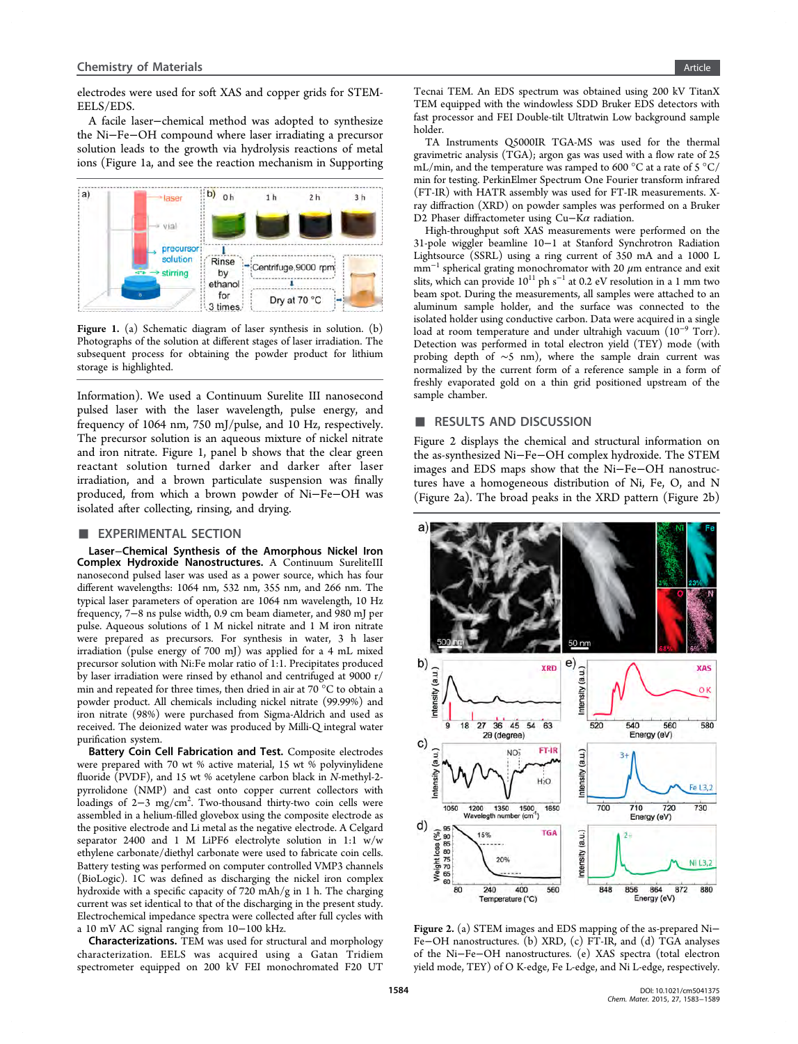electrodes were used for soft XAS and copper grids for STEM-EELS/EDS.

A facile laser−chemical method was adopted to synthesize the Ni−Fe−OH compound where laser irradiating a precursor solution leads to the growth via hydrolysis reactions of metal ions (Figure 1a, and see the reaction mechanism in Supporting Information). We used a Continuum Surelite III nanosecond pulsed laser with the laser wavelength, pulse energy, and frequency of 1064 nm, 750 mJ/pulse, and 10 Hz, respectively. The precursor solution is an aqueous mixture of nickel nitrate and iron nitrate. Figure 1, panel b shows that the clear green reactant solution turned darker and darker after laser irradiation, and a brown particulate suspension was finally produced, from which a brown powder of Ni−Fe−OH was isolated after collecting, rinsing, and drying.

Figure 1. (a) Schematic diagram of laser synthesis in solution. (b) Photographs of the solution at different stages of laser irradiation. The subsequent process for obtaining the powder product for lithium storage is highlighted.

## EXPERIMENTAL SECTION

**Laser−Chemical Synthesis of the Amorphous Nickel Iron Complex Hydroxide Nanostructures.** A Continuum SureliteIII nanosecond pulsed laser was used as a power source, which has four different wavelengths: 1064 nm, 532 nm, 355 nm, and 266 nm. The typical laser parameters of operation are 1064 nm wavelength, 10 Hz frequency, 7−8 ns pulse width, 0.9 cm beam diameter, and 980 mJ per pulse. Aqueous solutions of 1 M nickel nitrate and 1 M iron nitrate were prepared as precursors. For synthesis in water, 3 h laser irradiation (pulse energy of 700 mJ) was applied for a 4 mL mixed precursor solution with Ni:Fe molar ratio of 1:1. Precipitates produced by laser irradiation were rinsed by ethanol and centrifuged at 9000 r/min and repeated for three times, then dried in air at 70 °C to obtain a powder product. All chemicals including nickel nitrate (99.99%) and iron nitrate (98%) were purchased from Sigma-Aldrich and used as received. The deionized water was produced by Milli-Q integral water purification system.

**Battery Coin Cell Fabrication and Test.** Composite electrodes were prepared with 70 wt % active material, 15 wt % polyvinylidene fluoride (PVDF), and 15 wt % acetylene carbon black in *N*-methyl-2-pyrrolidone (NMP) and cast onto copper current collectors with loadings of 2−3 mg/cm$^2$. Two-thousand thirty-two coin cells were assembled in a helium-filled glovebox using the composite electrode as the positive electrode and Li metal as the negative electrode. A Celgard separator 2400 and 1 M $LiPF_6$ electrolyte solution in 1:1 w/w ethylene carbonate/diethyl carbonate were used to fabricate coin cells. Battery testing was performed on computer controlled VMP3 channels (BioLogic). 1C was defined as discharging the nickel iron complex hydroxide with a specific capacity of 720 mAh/g in 1 h. The charging current was set identical to that of the discharging in the present study. Electrochemical impedance spectra were collected after full cycles with a 10 mV AC signal ranging from 10−100 kHz.

**Characterizations.** TEM was used for structural and morphology characterization. EELS was acquired using a Gatan Tridiem spectrometer equipped on 200 kV FEI monochromated F20 UT Tecnai TEM. An EDS spectrum was obtained using 200 kV TitanX TEM equipped with the windowless SDD Bruker EDS detectors with fast processor and FEI Double-tilt Ultratwin Low background sample holder.

TA Instruments Q5000IR TGA-MS was used for the thermal gravimetric analysis (TGA); argon gas was used with a flow rate of 25 mL/min, and the temperature was ramped to 600 °C at a rate of 5 °C/min for testing. PerkinElmer Spectrum One Fourier transform infrared (FT-IR) with HATR assembly was used for FT-IR measurements. X-ray diffraction (XRD) on powder samples was performed on a Bruker D2 Phaser diffractometer using Cu−K$\alpha$ radiation.

High-throughput soft XAS measurements were performed on the 31-pole wiggler beamline 10−1 at Stanford Synchrotron Radiation Lightsource (SSRL) using a ring current of 350 mA and a 1000 L mm$^{-1}$ spherical grating monochromator with 20 $\mu$m entrance and exit slits, which can provide $10^{11}$ ph s$^{-1}$ at 0.2 eV resolution in a 1 mm two beam spot. During the measurements, all samples were attached to an aluminum sample holder, and the surface was connected to the isolated holder using conductive carbon. Data were acquired in a single load at room temperature and under ultrahigh vacuum ($10^{-9}$ Torr). Detection was performed in total electron yield (TEY) mode (with probing depth of ∼5 nm), where the sample drain current was normalized by the current form of a reference sample in a form of freshly evaporated gold on a thin grid positioned upstream of the sample chamber.

## RESULTS AND DISCUSSION

Figure 2 displays the chemical and structural information on the as-synthesized Ni−Fe−OH complex hydroxide. The STEM images and EDS maps show that the Ni−Fe−OH nanostructures have a homogeneous distribution of Ni, Fe, O, and N (Figure 2a). The broad peaks in the XRD pattern (Figure 2b)

Figure 2. (a) STEM images and EDS mapping of the as-prepared Ni−Fe−OH nanostructures. (b) XRD, (c) FT-IR, and (d) TGA analyses of the Ni−Fe−OH nanostructures. (e) XAS spectra (total electron yield mode, TEY) of O K-edge, Fe L-edge, and Ni L-edge, respectively.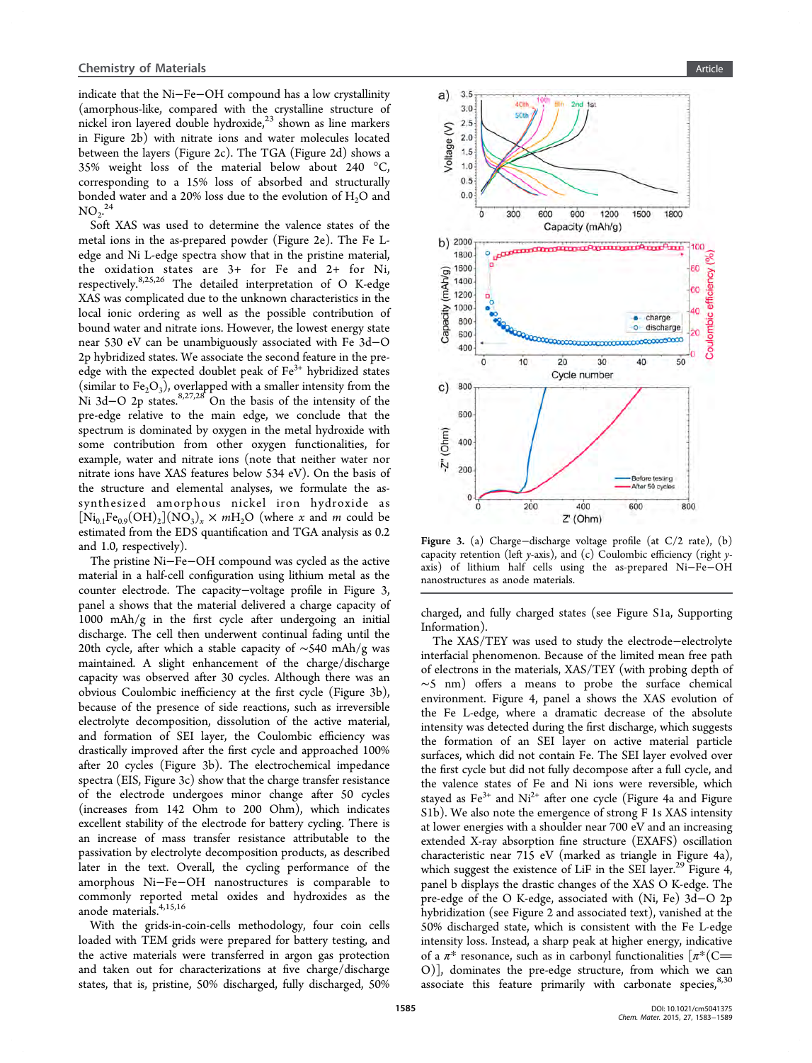indicate that the Ni−Fe−OH compound has a low crystallinity (amorphous-like, compared with the crystalline structure of nickel iron layered double hydroxide,[23] shown as line markers in Figure 2b) with nitrate ions and water molecules located between the layers (Figure 2c). The TGA (Figure 2d) shows a 35% weight loss of the material below about 240 °C, corresponding to a 15% loss of absorbed and structurally bonded water and a 20% loss due to the evolution of $H_2O$ and $NO_2$.[24]

Soft XAS was used to determine the valence states of the metal ions in the as-prepared powder (Figure 2e). The Fe L-edge and Ni L-edge spectra show that in the pristine material, the oxidation states are 3+ for Fe and 2+ for Ni, respectively.[8,25,26] The detailed interpretation of O K-edge XAS was complicated due to the unknown characteristics in the local ionic ordering as well as the possible contribution of bound water and nitrate ions. However, the lowest energy state near 530 eV can be unambiguously associated with Fe 3d−O 2p hybridized states. We associate the second feature in the pre-edge with the expected doublet peak of $Fe^{3+}$ hybridized states (similar to $Fe_2O_3$), overlapped with a smaller intensity from the Ni 3d−O 2p states.[8,27,28] On the basis of the intensity of the pre-edge relative to the main edge, we conclude that the spectrum is dominated by oxygen in the metal hydroxide with some contribution from other oxygen functionalities, for example, water and nitrate ions (note that neither water nor nitrate ions have XAS features below 534 eV). On the basis of the structure and elemental analyses, we formulate the as-synthesized amorphous nickel iron hydroxide as $[Ni_{0.1}Fe_{0.9}(OH)_2](NO_3)_x \times mH_2O$ (where $x$ and $m$ could be estimated from the EDS quantification and TGA analysis as 0.2 and 1.0, respectively).

The pristine Ni−Fe−OH compound was cycled as the active material in a half-cell configuration using lithium metal as the counter electrode. The capacity−voltage profile in Figure 3, panel a shows that the material delivered a charge capacity of 1000 mAh/g in the first cycle after undergoing an initial discharge. The cell then underwent continual fading until the 20th cycle, after which a stable capacity of ∼540 mAh/g was maintained. A slight enhancement of the charge/discharge capacity was observed after 30 cycles. Although there was an obvious Coulombic inefficiency at the first cycle (Figure 3b), because of the presence of side reactions, such as irreversible electrolyte decomposition, dissolution of the active material, and formation of SEI layer, the Coulombic efficiency was drastically improved after the first cycle and approached 100% after 20 cycles (Figure 3b). The electrochemical impedance spectra (EIS, Figure 3c) show that the charge transfer resistance of the electrode undergoes minor change after 50 cycles (increases from 142 Ohm to 200 Ohm), which indicates excellent stability of the electrode for battery cycling. There is an increase of mass transfer resistance attributable to the passivation by electrolyte decomposition products, as described later in the text. Overall, the cycling performance of the amorphous Ni−Fe−OH nanostructures is comparable to commonly reported metal oxides and hydroxides as the anode materials.[4,15,16]

With the grids-in-coin-cells methodology, four coin cells loaded with TEM grids were prepared for battery testing, and the active materials were transferred in argon gas protection and taken out for characterizations at five charge/discharge states, that is, pristine, 50% discharged, fully discharged, 50% charged, and fully charged states (see Figure S1a, Supporting Information).

Figure 3. (a) Charge−discharge voltage profile (at C/2 rate), (b) capacity retention (left $y$-axis), and (c) Coulombic efficiency (right $y$-axis) of lithium half cells using the as-prepared Ni−Fe−OH nanostructures as anode materials.

The XAS/TEY was used to study the electrode−electrolyte interfacial phenomenon. Because of the limited mean free path of electrons in the materials, XAS/TEY (with probing depth of ∼5 nm) offers a means to probe the surface chemical environment. Figure 4, panel a shows the XAS evolution of the Fe L-edge, where a dramatic decrease of the absolute intensity was detected during the first discharge, which suggests the formation of an SEI layer on active material particle surfaces, which did not contain Fe. The SEI layer evolved over the first cycle but did not fully decompose after a full cycle, and the valence states of Fe and Ni ions were reversible, which stayed as $Fe^{3+}$ and $Ni^{2+}$ after one cycle (Figure 4a and Figure S1b). We also note the emergence of strong F 1s XAS intensity at lower energies with a shoulder near 700 eV and an increasing extended X-ray absorption fine structure (EXAFS) oscillation characteristic near 715 eV (marked as triangle in Figure 4a), which suggest the existence of LiF in the SEI layer.[29] Figure 4, panel b displays the drastic changes of the XAS O K-edge. The pre-edge of the O K-edge, associated with (Ni, Fe) 3d−O 2p hybridization (see Figure 2 and associated text), vanished at the 50% discharged state, which is consistent with the Fe L-edge intensity loss. Instead, a sharp peak at higher energy, indicative of a $\pi^*$ resonance, such as in carbonyl functionalities [$\pi^*$(C=O)], dominates the pre-edge structure, from which we can associate this feature primarily with carbonate species,[8,30]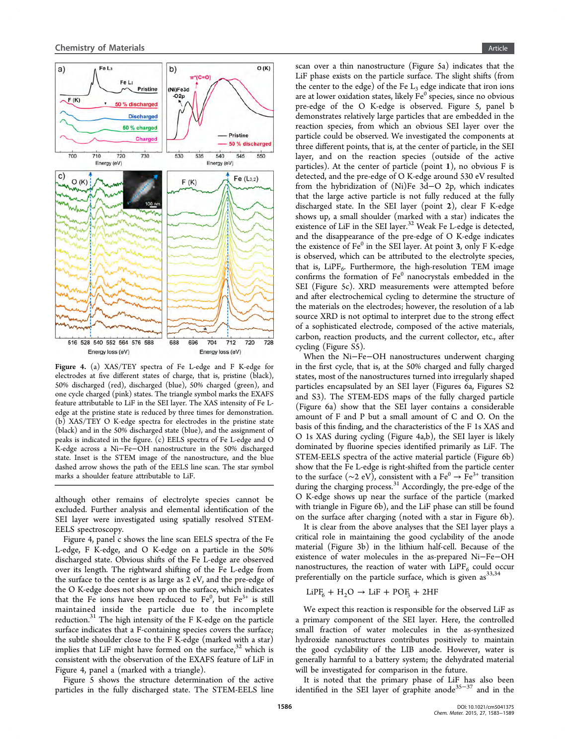**Figure 4.** (a) XAS/TEY spectra of Fe L-edge and F K-edge for electrodes at five different states of charge, that is, pristine (black), 50% discharged (red), discharged (blue), 50% charged (green), and one cycle charged (pink) states. The triangle symbol marks the EXAFS feature attributable to LiF in the SEI layer. The XAS intensity of Fe L-edge at the pristine state is reduced by three times for demonstration. (b) XAS/TEY O K-edge spectra for electrodes in the pristine state (black) and in the 50% discharged state (blue), and the assignment of peaks is indicated in the figure. (c) EELS spectra of Fe L-edge and O K-edge across a Ni−Fe−OH nanostructure in the 50% discharged state. Inset is the STEM image of the nanostructure, and the blue dashed arrow shows the path of the EELS line scan. The star symbol marks a shoulder feature attributable to LiF.

although other remains of electrolyte species cannot be excluded. Further analysis and elemental identification of the SEI layer were investigated using spatially resolved STEM-EELS spectroscopy.

Figure 4, panel c shows the line scan EELS spectra of the Fe L-edge, F K-edge, and O K-edge on a particle in the 50% discharged state. Obvious shifts of the Fe L-edge are observed over its length. The rightward shifting of the Fe L-edge from the surface to the center is as large as 2 eV, and the pre-edge of the O K-edge does not show up on the surface, which indicates that the Fe ions have been reduced to $Fe^0$, but $Fe^{3+}$ is still maintained inside the particle due to the incomplete reduction.[31] The high intensity of the F K-edge on the particle surface indicates that a F-containing species covers the surface; the subtle shoulder close to the F K-edge (marked with a star) implies that LiF might have formed on the surface,[32] which is consistent with the observation of the EXAFS feature of LiF in Figure 4, panel a (marked with a triangle).

Figure 5 shows the structure determination of the active particles in the fully discharged state. The STEM-EELS line scan over a thin nanostructure (Figure 5a) indicates that the LiF phase exists on the particle surface. The slight shifts (from the center to the edge) of the Fe $L_3$ edge indicate that iron ions are at lower oxidation states, likely $Fe^0$ species, since no obvious pre-edge of the O K-edge is observed. Figure 5, panel b demonstrates relatively large particles that are embedded in the reaction species, from which an obvious SEI layer over the particle could be observed. We investigated the components at three different points, that is, at the center of particle, in the SEI layer, and on the reaction species (outside of the active particles). At the center of particle (point **1**), no obvious F is detected, and the pre-edge of O K-edge around 530 eV resulted from the hybridization of (Ni)Fe 3d−O 2p, which indicates that the large active particle is not fully reduced at the fully discharged state. In the SEI layer (point **2**), clear F K-edge shows up, a small shoulder (marked with a star) indicates the existence of LiF in the SEI layer.[32] Weak Fe L-edge is detected, and the disappearance of the pre-edge of O K-edge indicates the existence of $Fe^0$ in the SEI layer. At point **3**, only F K-edge is observed, which can be attributed to the electrolyte species, that is, $LiPF_6$. Furthermore, the high-resolution TEM image confirms the formation of $Fe^0$ nanocrystals embedded in the SEI (Figure 5c). XRD measurements were attempted before and after electrochemical cycling to determine the structure of the materials on the electrodes; however, the resolution of a lab source XRD is not optimal to interpret due to the strong effect of a sophisticated electrode, composed of the active materials, carbon, reaction products, and the current collector, etc., after cycling (Figure S5).

When the Ni−Fe−OH nanostructures underwent charging in the first cycle, that is, at the 50% charged and fully charged states, most of the nanostructures turned into irregularly shaped particles encapsulated by an SEI layer (Figures 6a, Figures S2 and S3). The STEM-EDS maps of the fully charged particle (Figure 6a) show that the SEI layer contains a considerable amount of F and P but a small amount of C and O. On the basis of this finding, and the characteristics of the F 1s XAS and O 1s XAS during cycling (Figure 4a,b), the SEI layer is likely dominated by fluorine species identified primarily as LiF. The STEM-EELS spectra of the active material particle (Figure 6b) show that the Fe L-edge is right-shifted from the particle center to the surface (~2 eV), consistent with a $Fe^0 \rightarrow Fe^{3+}$ transition during the charging process.[31] Accordingly, the pre-edge of the O K-edge shows up near the surface of the particle (marked with triangle in Figure 6b), and the LiF phase can still be found on the surface after charging (noted with a star in Figure 6b).

It is clear from the above analyses that the SEI layer plays a critical role in maintaining the good cyclability of the anode material (Figure 3b) in the lithium half-cell. Because of the existence of water molecules in the as-prepared Ni−Fe−OH nanostructures, the reaction of water with $LiPF_6$ could occur preferentially on the particle surface, which is given as[33,34]

$$LiPF_6 + H_2O \rightarrow LiF + POF_3 + 2HF$$

We expect this reaction is responsible for the observed LiF as a primary component of the SEI layer. Here, the controlled small fraction of water molecules in the as-synthesized hydroxide nanostructures contributes positively to maintain the good cyclability of the LIB anode. However, water is generally harmful to a battery system; the dehydrated material will be investigated for comparison in the future.

It is noted that the primary phase of LiF has also been identified in the SEI layer of graphite anode[35−37] and in the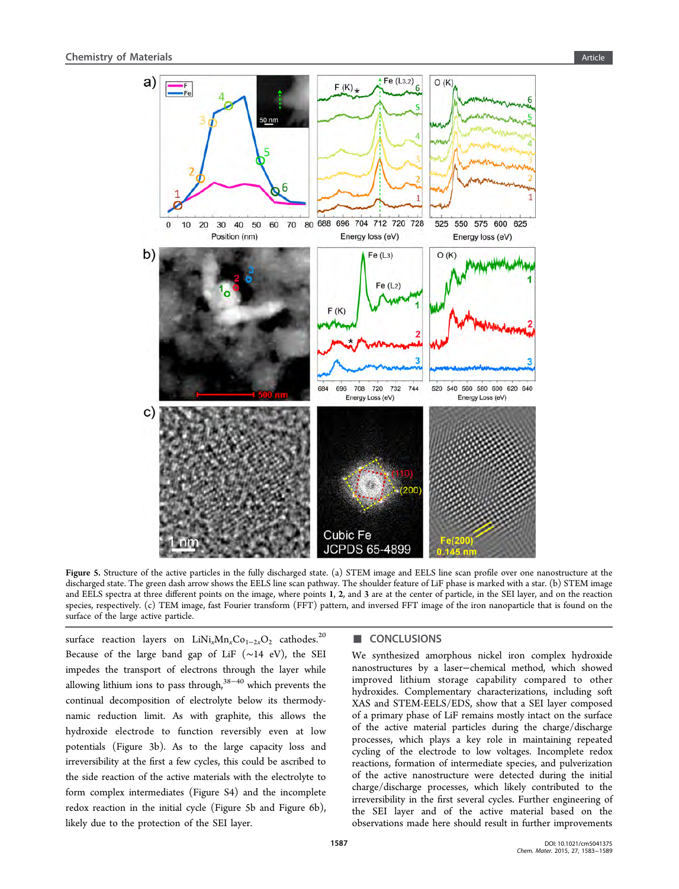Figure 5. Structure of the active particles in the fully discharged state. (a) STEM image and EELS line scan profile over one nanostructure at the discharged state. The green dash arrow shows the EELS line scan pathway. The shoulder feature of LiF phase is marked with a star. (b) STEM image and EELS spectra at three different points on the image, where points **1**, **2**, and **3** are at the center of particle, in the SEI layer, and on the reaction species, respectively. (c) TEM image, fast Fourier transform (FFT) pattern, and inversed FFT image of the iron nanoparticle that is found on the surface of the large active particle.

surface reaction layers on $LiNi_xMn_xCo_{1-2x}O_2$ cathodes.[20] Because of the large band gap of LiF (~14 eV), the SEI impedes the transport of electrons through the layer while allowing lithium ions to pass through,[38−40] which prevents the continual decomposition of electrolyte below its thermodynamic reduction limit. As with graphite, this allows the hydroxide electrode to function reversibly even at low potentials (Figure 3b). As to the large capacity loss and irreversibility at the first a few cycles, this could be ascribed to the side reaction of the active materials with the electrolyte to form complex intermediates (Figure S4) and the incomplete redox reaction in the initial cycle (Figure 5b and Figure 6b), likely due to the protection of the SEI layer.

## CONCLUSIONS

We synthesized amorphous nickel iron complex hydroxide nanostructures by a laser−chemical method, which showed improved lithium storage capability compared to other hydroxides. Complementary characterizations, including soft XAS and STEM-EELS/EDS, show that a SEI layer composed of a primary phase of LiF remains mostly intact on the surface of the active material particles during the charge/discharge processes, which plays a key role in maintaining repeated cycling of the electrode to low voltages. Incomplete redox reactions, formation of intermediate species, and pulverization of the active nanostructure were detected during the initial charge/discharge processes, which likely contributed to the irreversibility in the first several cycles. Further engineering of the SEI layer and of the active material based on the observations made here should result in further improvements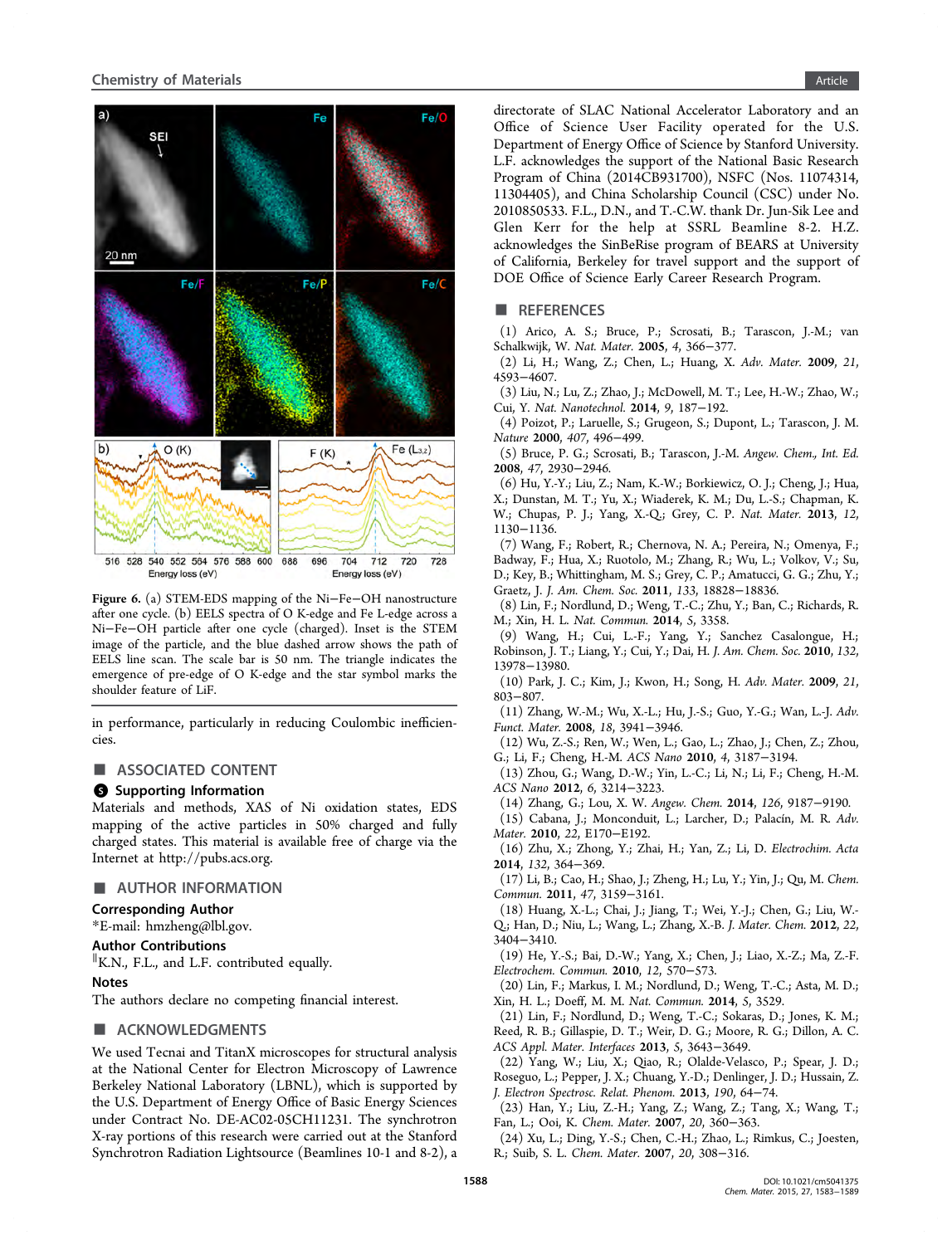Figure 6. (a) STEM-EDS mapping of the Ni−Fe−OH nanostructure after one cycle. (b) EELS spectra of O K-edge and Fe L-edge across a Ni−Fe−OH particle after one cycle (charged). Inset is the STEM image of the particle, and the blue dashed arrow shows the path of EELS line scan. The scale bar is 50 nm. The triangle indicates the emergence of pre-edge of O K-edge and the star symbol marks the shoulder feature of LiF.

in performance, particularly in reducing Coulombic inefficiencies.

## ■ ASSOCIATED CONTENT

### Supporting Information

Materials and methods, XAS of Ni oxidation states, EDS mapping of the active particles in 50% charged and fully charged states. This material is available free of charge via the Internet at http://pubs.acs.org.

## ■ AUTHOR INFORMATION

### Corresponding Author

*E-mail: hmzheng@lbl.gov.

### Author Contributions

‖K.N., F.L., and L.F. contributed equally.

### Notes

The authors declare no competing financial interest.

## ■ ACKNOWLEDGMENTS

We used Tecnai and TitanX microscopes for structural analysis at the National Center for Electron Microscopy of Lawrence Berkeley National Laboratory (LBNL), which is supported by the U.S. Department of Energy Office of Basic Energy Sciences under Contract No. DE-AC02-05CH11231. The synchrotron X-ray portions of this research were carried out at the Stanford Synchrotron Radiation Lightsource (Beamlines 10-1 and 8-2), a directorate of SLAC National Accelerator Laboratory and an Office of Science User Facility operated for the U.S. Department of Energy Office of Science by Stanford University. L.F. acknowledges the support of the National Basic Research Program of China (2014CB931700), NSFC (Nos. 11074314, 11304405), and China Scholarship Council (CSC) under No. 2010850533. F.L., D.N., and T.-C.W. thank Dr. Jun-Sik Lee and Glen Kerr for the help at SSRL Beamline 8-2. H.Z. acknowledges the SinBeRise program of BEARS at University of California, Berkeley for travel support and the support of DOE Office of Science Early Career Research Program.

## ■ REFERENCES

(1) Arico, A. S.; Bruce, P.; Scrosati, B.; Tarascon, J.-M.; van Schalkwijk, W. *Nat. Mater.* **2005**, *4*, 366−377.

(2) Li, H.; Wang, Z.; Chen, L.; Huang, X. *Adv. Mater.* **2009**, *21*, 4593−4607.

(3) Liu, N.; Lu, Z.; Zhao, J.; McDowell, M. T.; Lee, H.-W.; Zhao, W.; Cui, Y. *Nat. Nanotechnol.* **2014**, *9*, 187−192.

(4) Poizot, P.; Laruelle, S.; Grugeon, S.; Dupont, L.; Tarascon, J. M. *Nature* **2000**, *407*, 496−499.

(5) Bruce, P. G.; Scrosati, B.; Tarascon, J.-M. *Angew. Chem., Int. Ed.* **2008**, *47*, 2930−2946.

(6) Hu, Y.-Y.; Liu, Z.; Nam, K.-W.; Borkiewicz, O. J.; Cheng, J.; Hua, X.; Dunstan, M. T.; Yu, X.; Wiaderek, K. M.; Du, L.-S.; Chapman, K. W.; Chupas, P. J.; Yang, X.-Q.; Grey, C. P. *Nat. Mater.* **2013**, *12*, 1130−1136.

(7) Wang, F.; Robert, R.; Chernova, N. A.; Pereira, N.; Omenya, F.; Badway, F.; Hua, X.; Ruotolo, M.; Zhang, R.; Wu, L.; Volkov, V.; Su, D.; Key, B.; Whittingham, M. S.; Grey, C. P.; Amatucci, G. G.; Zhu, Y.; Graetz, J. *J. Am. Chem. Soc.* **2011**, *133*, 18828−18836.

(8) Lin, F.; Nordlund, D.; Weng, T.-C.; Zhu, Y.; Ban, C.; Richards, R. M.; Xin, H. L. *Nat. Commun.* **2014**, *5*, 3358.

(9) Wang, H.; Cui, L.-F.; Yang, Y.; Sanchez Casalongue, H.; Robinson, J. T.; Liang, Y.; Cui, Y.; Dai, H. *J. Am. Chem. Soc.* **2010**, *132*, 13978−13980.

(10) Park, J. C.; Kim, J.; Kwon, H.; Song, H. *Adv. Mater.* **2009**, *21*, 803−807.

(11) Zhang, W.-M.; Wu, X.-L.; Hu, J.-S.; Guo, Y.-G.; Wan, L.-J. *Adv. Funct. Mater.* **2008**, *18*, 3941−3946.

(12) Wu, Z.-S.; Ren, W.; Wen, L.; Gao, L.; Zhao, J.; Chen, Z.; Zhou, G.; Li, F.; Cheng, H.-M. *ACS Nano* **2010**, *4*, 3187−3194.

(13) Zhou, G.; Wang, D.-W.; Yin, L.-C.; Li, N.; Li, F.; Cheng, H.-M. *ACS Nano* **2012**, *6*, 3214−3223.

(14) Zhang, G.; Lou, X. W. *Angew. Chem.* **2014**, *126*, 9187−9190.

(15) Cabana, J.; Monconduit, L.; Larcher, D.; Palacín, M. R. *Adv. Mater.* **2010**, *22*, E170−E192.

(16) Zhu, X.; Zhong, Y.; Zhai, H.; Yan, Z.; Li, D. *Electrochim. Acta* **2014**, *132*, 364−369.

(17) Li, B.; Cao, H.; Shao, J.; Zheng, H.; Lu, Y.; Yin, J.; Qu, M. *Chem. Commun.* **2011**, *47*, 3159−3161.

(18) Huang, X.-L.; Chai, J.; Jiang, T.; Wei, Y.-J.; Chen, G.; Liu, W.-Q.; Han, D.; Niu, L.; Wang, L.; Zhang, X.-B. *J. Mater. Chem.* **2012**, *22*, 3404−3410.

(19) He, Y.-S.; Bai, D.-W.; Yang, X.; Chen, J.; Liao, X.-Z.; Ma, Z.-F. *Electrochem. Commun.* **2010**, *12*, 570−573.

(20) Lin, F.; Markus, I. M.; Nordlund, D.; Weng, T.-C.; Asta, M. D.; Xin, H. L.; Doeff, M. M. *Nat. Commun.* **2014**, *5*, 3529.

(21) Lin, F.; Nordlund, D.; Weng, T.-C.; Sokaras, D.; Jones, K. M.; Reed, R. B.; Gillaspie, D. T.; Weir, D. G.; Moore, R. G.; Dillon, A. C. *ACS Appl. Mater. Interfaces* **2013**, *5*, 3643−3649.

(22) Yang, W.; Liu, X.; Qiao, R.; Olalde-Velasco, P.; Spear, J. D.; Roseguo, L.; Pepper, J. X.; Chuang, Y.-D.; Denlinger, J. D.; Hussain, Z. *J. Electron Spectrosc. Relat. Phenom.* **2013**, *190*, 64−74.

(23) Han, Y.; Liu, Z.-H.; Yang, Z.; Wang, Z.; Tang, X.; Wang, T.; Fan, L.; Ooi, K. *Chem. Mater.* **2007**, *20*, 360−363.

(24) Xu, L.; Ding, Y.-S.; Chen, C.-H.; Zhao, L.; Rimkus, C.; Joesten, R.; Suib, S. L. *Chem. Mater.* **2007**, *20*, 308−316.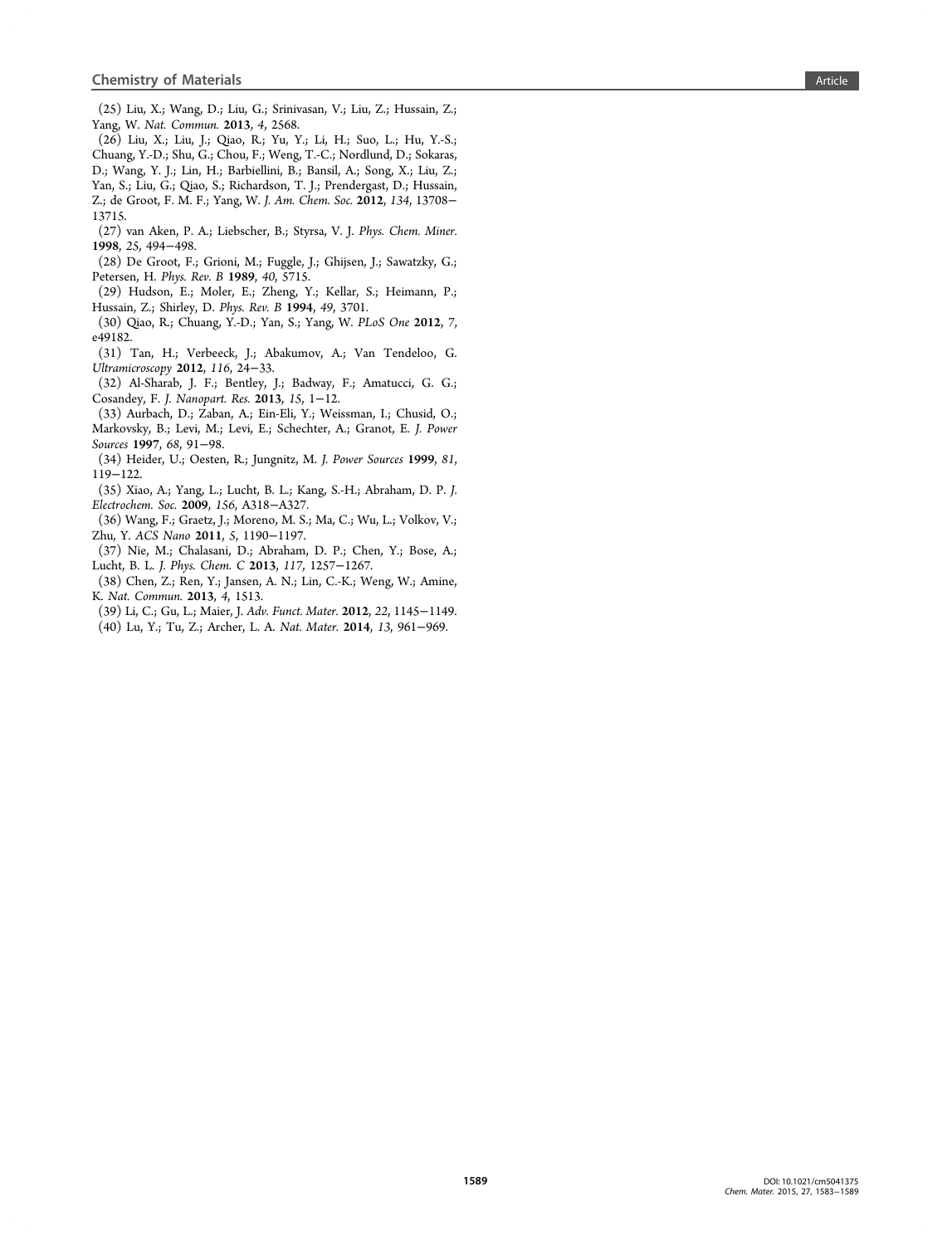(25) Liu, X.; Wang, D.; Liu, G.; Srinivasan, V.; Liu, Z.; Hussain, Z.; Yang, W. *Nat. Commun.* **2013**, *4*, 2568.

(26) Liu, X.; Liu, J.; Qiao, R.; Yu, Y.; Li, H.; Suo, L.; Hu, Y.-S.; Chuang, Y.-D.; Shu, G.; Chou, F.; Weng, T.-C.; Nordlund, D.; Sokaras, D.; Wang, Y. J.; Lin, H.; Barbiellini, B.; Bansil, A.; Song, X.; Liu, Z.; Yan, S.; Liu, G.; Qiao, S.; Richardson, T. J.; Prendergast, D.; Hussain, Z.; de Groot, F. M. F.; Yang, W. *J. Am. Chem. Soc.* **2012**, *134*, 13708−13715.

(27) van Aken, P. A.; Liebscher, B.; Styrsa, V. J. *Phys. Chem. Miner.* **1998**, *25*, 494−498.

(28) De Groot, F.; Grioni, M.; Fuggle, J.; Ghijsen, J.; Sawatzky, G.; Petersen, H. *Phys. Rev. B* **1989**, *40*, 5715.

(29) Hudson, E.; Moler, E.; Zheng, Y.; Kellar, S.; Heimann, P.; Hussain, Z.; Shirley, D. *Phys. Rev. B* **1994**, *49*, 3701.

(30) Qiao, R.; Chuang, Y.-D.; Yan, S.; Yang, W. *PLoS One* **2012**, *7*, e49182.

(31) Tan, H.; Verbeeck, J.; Abakumov, A.; Van Tendeloo, G. *Ultramicroscopy* **2012**, *116*, 24−33.

(32) Al-Sharab, J. F.; Bentley, J.; Badway, F.; Amatucci, G. G.; Cosandey, F. *J. Nanopart. Res.* **2013**, *15*, 1−12.

(33) Aurbach, D.; Zaban, A.; Ein-Eli, Y.; Weissman, I.; Chusid, O.; Markovsky, B.; Levi, M.; Levi, E.; Schechter, A.; Granot, E. *J. Power Sources* **1997**, *68*, 91−98.

(34) Heider, U.; Oesten, R.; Jungnitz, M. *J. Power Sources* **1999**, *81*, 119−122.

(35) Xiao, A.; Yang, L.; Lucht, B. L.; Kang, S.-H.; Abraham, D. P. *J. Electrochem. Soc.* **2009**, *156*, A318−A327.

(36) Wang, F.; Graetz, J.; Moreno, M. S.; Ma, C.; Wu, L.; Volkov, V.; Zhu, Y. *ACS Nano* **2011**, *5*, 1190−1197.

(37) Nie, M.; Chalasani, D.; Abraham, D. P.; Chen, Y.; Bose, A.; Lucht, B. L. *J. Phys. Chem. C* **2013**, *117*, 1257−1267.

(38) Chen, Z.; Ren, Y.; Jansen, A. N.; Lin, C.-K.; Weng, W.; Amine, K. *Nat. Commun.* **2013**, *4*, 1513.

(39) Li, C.; Gu, L.; Maier, J. *Adv. Funct. Mater.* **2012**, *22*, 1145−1149.

(40) Lu, Y.; Tu, Z.; Archer, L. A. *Nat. Mater.* **2014**, *13*, 961−969.